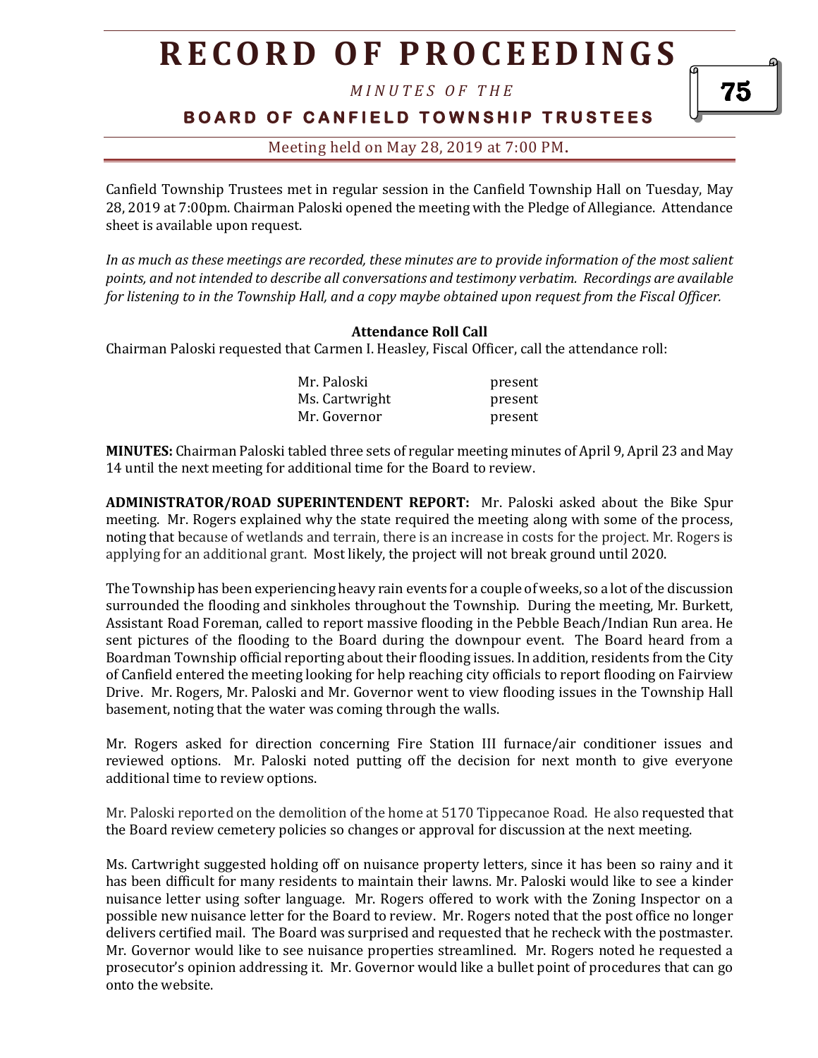# RECORD OF PROCEEDINGS

*MINUTES OF THE*

**BOARD OF CANFIELD TOWNSHIP TRUSTEES**

Meeting held on May 28, 2019 at 7:00 PM.

Canfield Township Trustees met in regular session in the Canfield Township Hall on Tuesday, May 28, 2019 at 7:00pm. Chairman Paloski opened the meeting with the Pledge of Allegiance. Attendance sheet is available upon request.

*In as much as these meetings are recorded, these minutes are to provide information of the most salient points, and not intended to describe all conversations and testimony verbatim. Recordings are available for listening to in the Township Hall, and a copy maybe obtained upon request from the Fiscal Officer.*

**Attendance Roll Call**

Chairman Paloski requested that Carmen I. Heasley, Fiscal Officer, call the attendance roll:

| | |
|---|---|
| Mr. Paloski | present |
| Ms. Cartwright | present |
| Mr. Governor | present |

**MINUTES:** Chairman Paloski tabled three sets of regular meeting minutes of April 9, April 23 and May 14 until the next meeting for additional time for the Board to review.

**ADMINISTRATOR/ROAD SUPERINTENDENT REPORT:** Mr. Paloski asked about the Bike Spur meeting. Mr. Rogers explained why the state required the meeting along with some of the process, noting that because of wetlands and terrain, there is an increase in costs for the project. Mr. Rogers is applying for an additional grant. Most likely, the project will not break ground until 2020.

The Township has been experiencing heavy rain events for a couple of weeks, so a lot of the discussion surrounded the flooding and sinkholes throughout the Township. During the meeting, Mr. Burkett, Assistant Road Foreman, called to report massive flooding in the Pebble Beach/Indian Run area. He sent pictures of the flooding to the Board during the downpour event. The Board heard from a Boardman Township official reporting about their flooding issues. In addition, residents from the City of Canfield entered the meeting looking for help reaching city officials to report flooding on Fairview Drive. Mr. Rogers, Mr. Paloski and Mr. Governor went to view flooding issues in the Township Hall basement, noting that the water was coming through the walls.

Mr. Rogers asked for direction concerning Fire Station III furnace/air conditioner issues and reviewed options. Mr. Paloski noted putting off the decision for next month to give everyone additional time to review options.

Mr. Paloski reported on the demolition of the home at 5170 Tippecanoe Road. He also requested that the Board review cemetery policies so changes or approval for discussion at the next meeting.

Ms. Cartwright suggested holding off on nuisance property letters, since it has been so rainy and it has been difficult for many residents to maintain their lawns. Mr. Paloski would like to see a kinder nuisance letter using softer language. Mr. Rogers offered to work with the Zoning Inspector on a possible new nuisance letter for the Board to review. Mr. Rogers noted that the post office no longer delivers certified mail. The Board was surprised and requested that he recheck with the postmaster. Mr. Governor would like to see nuisance properties streamlined. Mr. Rogers noted he requested a prosecutor's opinion addressing it. Mr. Governor would like a bullet point of procedures that can go onto the website.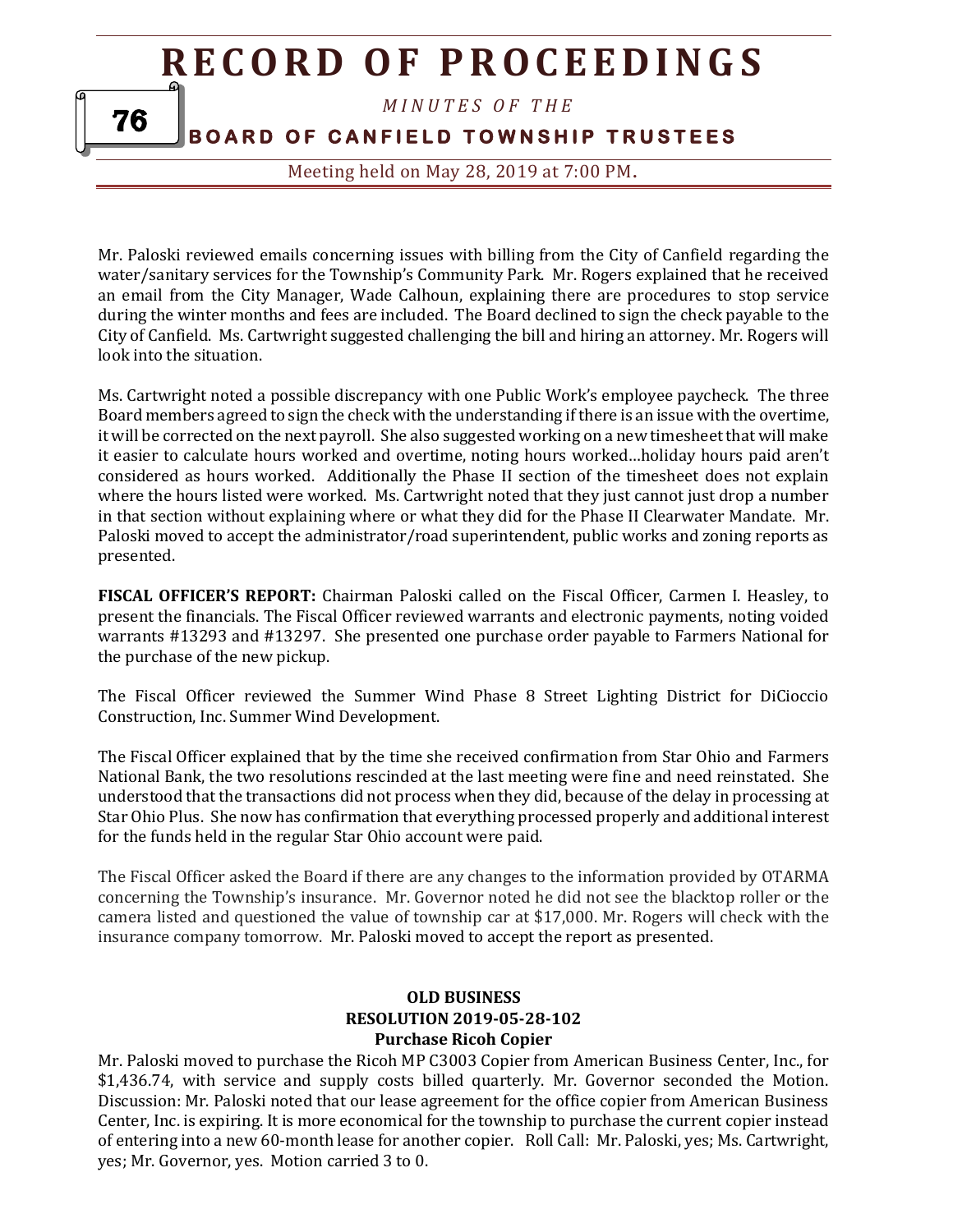Mr. Paloski reviewed emails concerning issues with billing from the City of Canfield regarding the water/sanitary services for the Township's Community Park. Mr. Rogers explained that he received an email from the City Manager, Wade Calhoun, explaining there are procedures to stop service during the winter months and fees are included. The Board declined to sign the check payable to the City of Canfield. Ms. Cartwright suggested challenging the bill and hiring an attorney. Mr. Rogers will look into the situation.

Ms. Cartwright noted a possible discrepancy with one Public Work's employee paycheck. The three Board members agreed to sign the check with the understanding if there is an issue with the overtime, it will be corrected on the next payroll. She also suggested working on a new timesheet that will make it easier to calculate hours worked and overtime, noting hours worked…holiday hours paid aren't considered as hours worked. Additionally the Phase II section of the timesheet does not explain where the hours listed were worked. Ms. Cartwright noted that they just cannot just drop a number in that section without explaining where or what they did for the Phase II Clearwater Mandate. Mr. Paloski moved to accept the administrator/road superintendent, public works and zoning reports as presented.

**FISCAL OFFICER'S REPORT:** Chairman Paloski called on the Fiscal Officer, Carmen I. Heasley, to present the financials. The Fiscal Officer reviewed warrants and electronic payments, noting voided warrants #13293 and #13297. She presented one purchase order payable to Farmers National for the purchase of the new pickup.

The Fiscal Officer reviewed the Summer Wind Phase 8 Street Lighting District for DiCioccio Construction, Inc. Summer Wind Development.

The Fiscal Officer explained that by the time she received confirmation from Star Ohio and Farmers National Bank, the two resolutions rescinded at the last meeting were fine and need reinstated. She understood that the transactions did not process when they did, because of the delay in processing at Star Ohio Plus. She now has confirmation that everything processed properly and additional interest for the funds held in the regular Star Ohio account were paid.

The Fiscal Officer asked the Board if there are any changes to the information provided by OTARMA concerning the Township's insurance. Mr. Governor noted he did not see the blacktop roller or the camera listed and questioned the value of township car at $17,000. Mr. Rogers will check with the insurance company tomorrow. Mr. Paloski moved to accept the report as presented.

**OLD BUSINESS**
**RESOLUTION 2019-05-28-102**
**Purchase Ricoh Copier**

Mr. Paloski moved to purchase the Ricoh MP C3003 Copier from American Business Center, Inc., for $1,436.74, with service and supply costs billed quarterly. Mr. Governor seconded the Motion. Discussion: Mr. Paloski noted that our lease agreement for the office copier from American Business Center, Inc. is expiring. It is more economical for the township to purchase the current copier instead of entering into a new 60-month lease for another copier. Roll Call: Mr. Paloski, yes; Ms. Cartwright, yes; Mr. Governor, yes. Motion carried 3 to 0.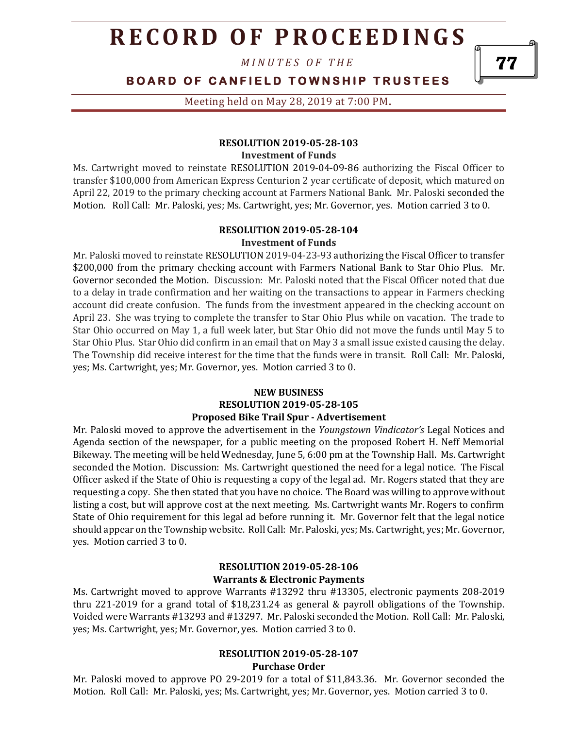**RESOLUTION 2019-05-28-103**
**Investment of Funds**

Ms. Cartwright moved to reinstate RESOLUTION 2019-04-09-86 authorizing the Fiscal Officer to transfer $100,000 from American Express Centurion 2 year certificate of deposit, which matured on April 22, 2019 to the primary checking account at Farmers National Bank. Mr. Paloski seconded the Motion. Roll Call: Mr. Paloski, yes; Ms. Cartwright, yes; Mr. Governor, yes. Motion carried 3 to 0.

**RESOLUTION 2019-05-28-104**
**Investment of Funds**

Mr. Paloski moved to reinstate RESOLUTION 2019-04-23-93 authorizing the Fiscal Officer to transfer $200,000 from the primary checking account with Farmers National Bank to Star Ohio Plus. Mr. Governor seconded the Motion. Discussion: Mr. Paloski noted that the Fiscal Officer noted that due to a delay in trade confirmation and her waiting on the transactions to appear in Farmers checking account did create confusion. The funds from the investment appeared in the checking account on April 23. She was trying to complete the transfer to Star Ohio Plus while on vacation. The trade to Star Ohio occurred on May 1, a full week later, but Star Ohio did not move the funds until May 5 to Star Ohio Plus. Star Ohio did confirm in an email that on May 3 a small issue existed causing the delay. The Township did receive interest for the time that the funds were in transit. Roll Call: Mr. Paloski, yes; Ms. Cartwright, yes; Mr. Governor, yes. Motion carried 3 to 0.

**NEW BUSINESS**
**RESOLUTION 2019-05-28-105**
**Proposed Bike Trail Spur - Advertisement**

Mr. Paloski moved to approve the advertisement in the *Youngstown Vindicator's* Legal Notices and Agenda section of the newspaper, for a public meeting on the proposed Robert H. Neff Memorial Bikeway. The meeting will be held Wednesday, June 5, 6:00 pm at the Township Hall. Ms. Cartwright seconded the Motion. Discussion: Ms. Cartwright questioned the need for a legal notice. The Fiscal Officer asked if the State of Ohio is requesting a copy of the legal ad. Mr. Rogers stated that they are requesting a copy. She then stated that you have no choice. The Board was willing to approve without listing a cost, but will approve cost at the next meeting. Ms. Cartwright wants Mr. Rogers to confirm State of Ohio requirement for this legal ad before running it. Mr. Governor felt that the legal notice should appear on the Township website. Roll Call: Mr. Paloski, yes; Ms. Cartwright, yes; Mr. Governor, yes. Motion carried 3 to 0.

**RESOLUTION 2019-05-28-106**
**Warrants & Electronic Payments**

Ms. Cartwright moved to approve Warrants #13292 thru #13305, electronic payments 208-2019 thru 221-2019 for a grand total of $18,231.24 as general & payroll obligations of the Township. Voided were Warrants #13293 and #13297. Mr. Paloski seconded the Motion. Roll Call: Mr. Paloski, yes; Ms. Cartwright, yes; Mr. Governor, yes. Motion carried 3 to 0.

**RESOLUTION 2019-05-28-107**
**Purchase Order**

Mr. Paloski moved to approve PO 29-2019 for a total of $11,843.36. Mr. Governor seconded the Motion. Roll Call: Mr. Paloski, yes; Ms. Cartwright, yes; Mr. Governor, yes. Motion carried 3 to 0.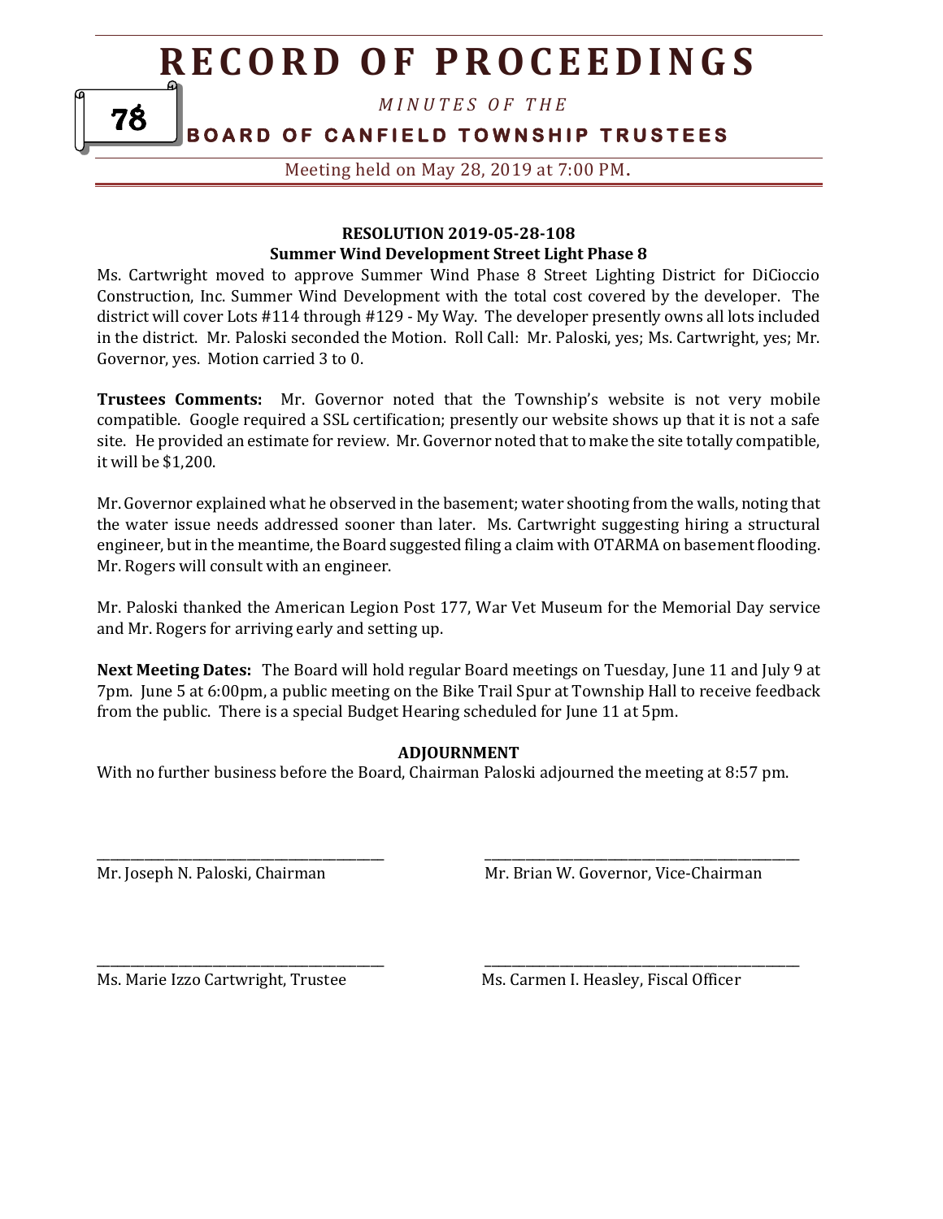#### RESOLUTION 2019-05-28-108
#### Summer Wind Development Street Light Phase 8

Ms. Cartwright moved to approve Summer Wind Phase 8 Street Lighting District for DiCioccio Construction, Inc. Summer Wind Development with the total cost covered by the developer. The district will cover Lots #114 through #129 - My Way. The developer presently owns all lots included in the district. Mr. Paloski seconded the Motion. Roll Call: Mr. Paloski, yes; Ms. Cartwright, yes; Mr. Governor, yes. Motion carried 3 to 0.

**Trustees Comments:** Mr. Governor noted that the Township's website is not very mobile compatible. Google required a SSL certification; presently our website shows up that it is not a safe site. He provided an estimate for review. Mr. Governor noted that to make the site totally compatible, it will be $1,200.

Mr. Governor explained what he observed in the basement; water shooting from the walls, noting that the water issue needs addressed sooner than later. Ms. Cartwright suggesting hiring a structural engineer, but in the meantime, the Board suggested filing a claim with OTARMA on basement flooding. Mr. Rogers will consult with an engineer.

Mr. Paloski thanked the American Legion Post 177, War Vet Museum for the Memorial Day service and Mr. Rogers for arriving early and setting up.

**Next Meeting Dates:** The Board will hold regular Board meetings on Tuesday, June 11 and July 9 at 7pm. June 5 at 6:00pm, a public meeting on the Bike Trail Spur at Township Hall to receive feedback from the public. There is a special Budget Hearing scheduled for June 11 at 5pm.

#### ADJOURNMENT

With no further business before the Board, Chairman Paloski adjourned the meeting at 8:57 pm.

\_\_\_\_\_\_\_\_\_\_\_\_\_\_\_\_\_\_\_\_\_\_\_\_\_\_\_\_\_\_\_\_\_\_\_\_\_\_\_\_
Mr. Joseph N. Paloski, Chairman

\_\_\_\_\_\_\_\_\_\_\_\_\_\_\_\_\_\_\_\_\_\_\_\_\_\_\_\_\_\_\_\_\_\_\_\_\_\_\_\_
Mr. Brian W. Governor, Vice-Chairman

\_\_\_\_\_\_\_\_\_\_\_\_\_\_\_\_\_\_\_\_\_\_\_\_\_\_\_\_\_\_\_\_\_\_\_\_\_\_\_\_
Ms. Marie Izzo Cartwright, Trustee

\_\_\_\_\_\_\_\_\_\_\_\_\_\_\_\_\_\_\_\_\_\_\_\_\_\_\_\_\_\_\_\_\_\_\_\_\_\_\_\_
Ms. Carmen I. Heasley, Fiscal Officer